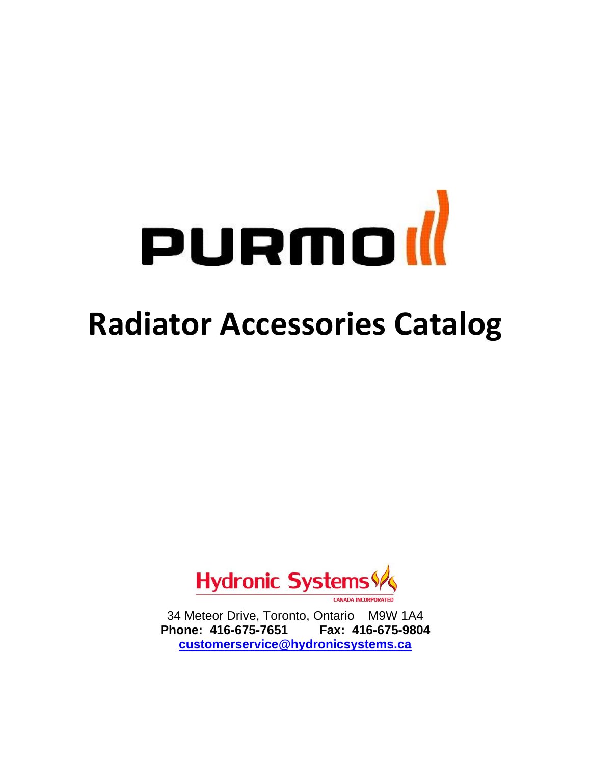PURMO

# Radiator Accessories Catalog

Hydronic Systems

CANADA INCORPORATED

34 Meteor Drive, Toronto, Ontario M9W 1A4

**Phone: 416-675-7651 Fax: 416-675-9804**

**customerservice@hydronicsystems.ca**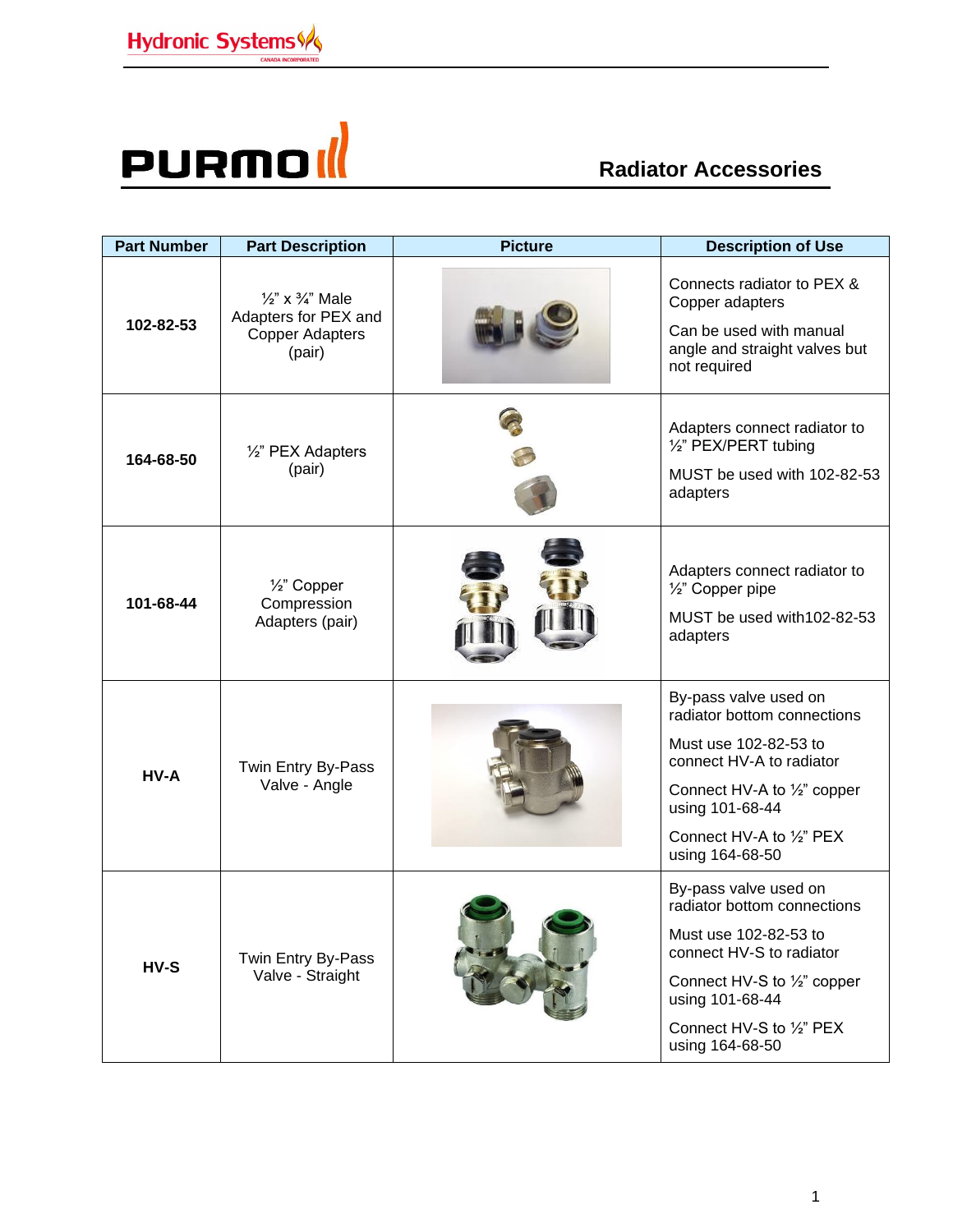# Radiator Accessories

| Part Number | Part Description | Picture | Description of Use |
|---|---|---|---|
| **102-82-53** | ½" x ¾" Male Adapters for PEX and Copper Adapters (pair) | | Connects radiator to PEX & Copper adapters<br>Can be used with manual angle and straight valves but not required |
| **164-68-50** | ½" PEX Adapters (pair) | | Adapters connect radiator to ½" PEX/PERT tubing<br>MUST be used with 102-82-53 adapters |
| **101-68-44** | ½" Copper Compression Adapters (pair) | | Adapters connect radiator to ½" Copper pipe<br>MUST be used with102-82-53 adapters |
| **HV-A** | Twin Entry By-Pass Valve - Angle | | By-pass valve used on radiator bottom connections<br>Must use 102-82-53 to connect HV-A to radiator<br>Connect HV-A to ½" copper using 101-68-44<br>Connect HV-A to ½" PEX using 164-68-50 |
| **HV-S** | Twin Entry By-Pass Valve - Straight | | By-pass valve used on radiator bottom connections<br>Must use 102-82-53 to connect HV-S to radiator<br>Connect HV-S to ½" copper using 101-68-44<br>Connect HV-S to ½" PEX using 164-68-50 |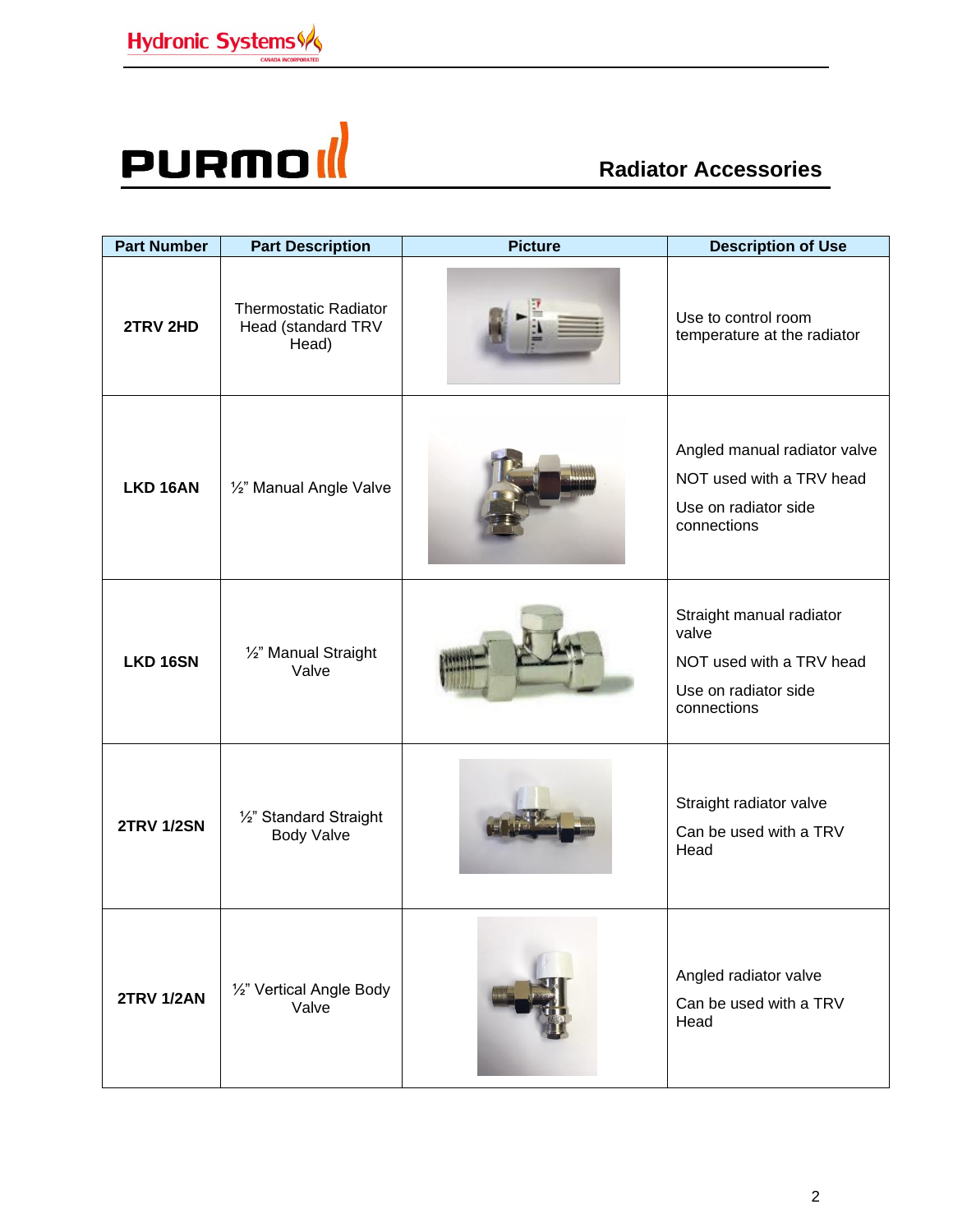Hydronic Systems

CANADA INCORPORATED

# PURMO

## Radiator Accessories

| Part Number | Part Description | Picture | Description of Use |
|---|---|---|---|
| **2TRV 2HD** | Thermostatic Radiator Head (standard TRV Head) | | Use to control room temperature at the radiator |
| **LKD 16AN** | ½" Manual Angle Valve | | Angled manual radiator valve<br>NOT used with a TRV head<br>Use on radiator side connections |
| **LKD 16SN** | ½" Manual Straight Valve | | Straight manual radiator valve<br>NOT used with a TRV head<br>Use on radiator side connections |
| **2TRV 1/2SN** | ½" Standard Straight Body Valve | | Straight radiator valve<br>Can be used with a TRV Head |
| **2TRV 1/2AN** | ½" Vertical Angle Body Valve | | Angled radiator valve<br>Can be used with a TRV Head |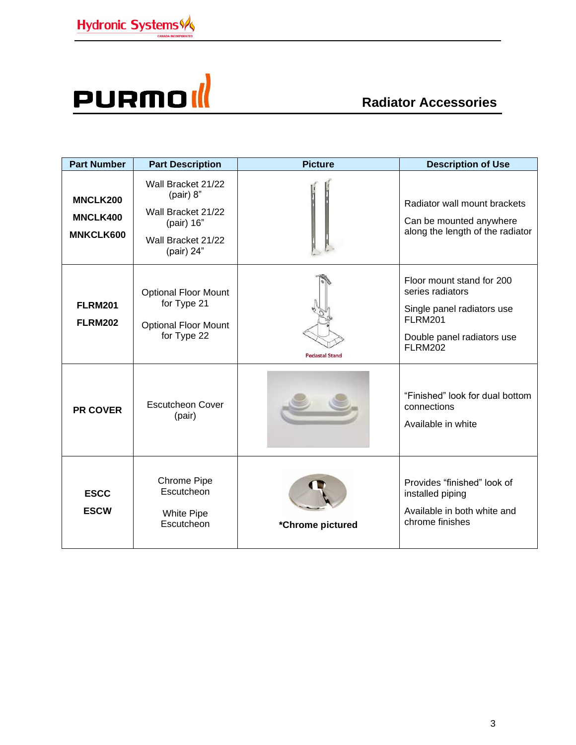# Radiator Accessories

| Part Number | Part Description | Picture | Description of Use |
|---|---|---|---|
| **MNCLK200**<br>**MNCLK400**<br>**MNKCLK600** | Wall Bracket 21/22 (pair) 8”<br>Wall Bracket 21/22 (pair) 16”<br>Wall Bracket 21/22 (pair) 24” | | Radiator wall mount brackets<br>Can be mounted anywhere along the length of the radiator |
| **FLRM201**<br>**FLRM202** | Optional Floor Mount for Type 21<br>Optional Floor Mount for Type 22 | Pedastal Stand | Floor mount stand for 200 series radiators<br>Single panel radiators use FLRM201<br>Double panel radiators use FLRM202 |
| **PR COVER** | Escutcheon Cover (pair) | | “Finished” look for dual bottom connections<br>Available in white |
| **ESCC**<br>**ESCW** | Chrome Pipe Escutcheon<br>White Pipe Escutcheon | ***Chrome pictured** | Provides “finished” look of installed piping<br>Available in both white and chrome finishes |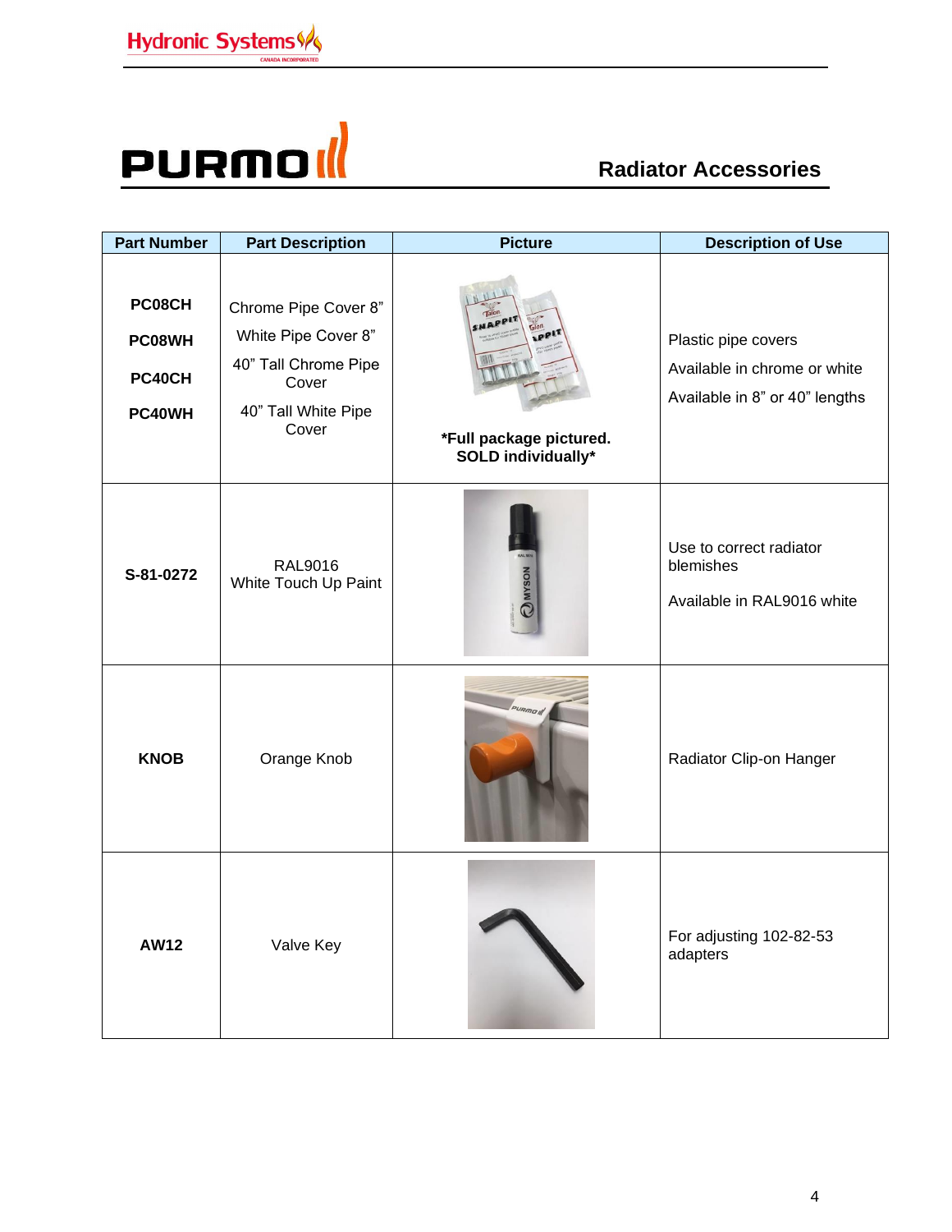# Radiator Accessories

| Part Number | Part Description | Picture | Description of Use |
|---|---|---|---|
| **PC08CH**<br>**PC08WH**<br>**PC40CH**<br>**PC40WH** | Chrome Pipe Cover 8"<br>White Pipe Cover 8"<br>40" Tall Chrome Pipe Cover<br>40" Tall White Pipe Cover | **\*Full package pictured. SOLD individually\*** | Plastic pipe covers<br>Available in chrome or white<br>Available in 8" or 40" lengths |
| **S-81-0272** | RAL9016<br>White Touch Up Paint | | Use to correct radiator blemishes<br>Available in RAL9016 white |
| **KNOB** | Orange Knob | | Radiator Clip-on Hanger |
| **AW12** | Valve Key | | For adjusting 102-82-53 adapters |